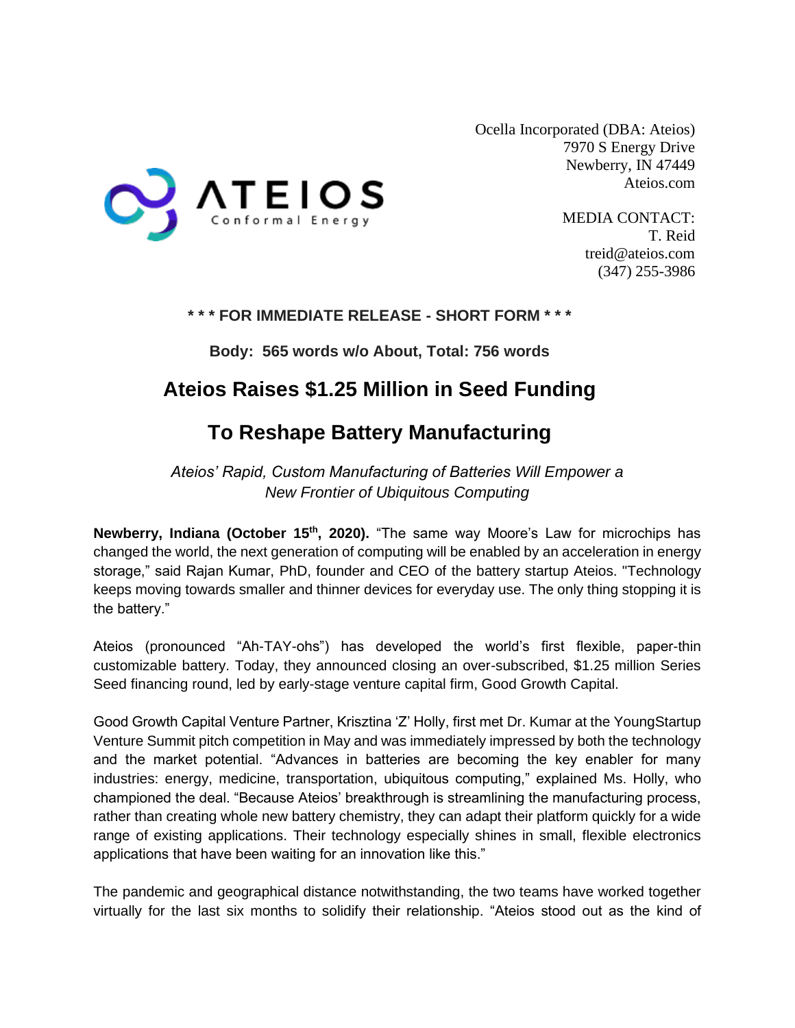Ocella Incorporated (DBA: Ateios)
7970 S Energy Drive
Newberry, IN 47449
Ateios.com

MEDIA CONTACT:
T. Reid
treid@ateios.com
(347) 255-3986

**\* \* \* FOR IMMEDIATE RELEASE - SHORT FORM \* \* \***

**Body: 565 words w/o About, Total: 756 words**

# Ateios Raises $1.25 Million in Seed Funding

# To Reshape Battery Manufacturing

*Ateios' Rapid, Custom Manufacturing of Batteries Will Empower a New Frontier of Ubiquitous Computing*

**Newberry, Indiana (October 15th, 2020).** "The same way Moore's Law for microchips has changed the world, the next generation of computing will be enabled by an acceleration in energy storage," said Rajan Kumar, PhD, founder and CEO of the battery startup Ateios. "Technology keeps moving towards smaller and thinner devices for everyday use. The only thing stopping it is the battery."

Ateios (pronounced "Ah-TAY-ohs") has developed the world's first flexible, paper-thin customizable battery. Today, they announced closing an over-subscribed, $1.25 million Series Seed financing round, led by early-stage venture capital firm, Good Growth Capital.

Good Growth Capital Venture Partner, Krisztina 'Z' Holly, first met Dr. Kumar at the YoungStartup Venture Summit pitch competition in May and was immediately impressed by both the technology and the market potential. "Advances in batteries are becoming the key enabler for many industries: energy, medicine, transportation, ubiquitous computing," explained Ms. Holly, who championed the deal. "Because Ateios' breakthrough is streamlining the manufacturing process, rather than creating whole new battery chemistry, they can adapt their platform quickly for a wide range of existing applications. Their technology especially shines in small, flexible electronics applications that have been waiting for an innovation like this."

The pandemic and geographical distance notwithstanding, the two teams have worked together virtually for the last six months to solidify their relationship. "Ateios stood out as the kind of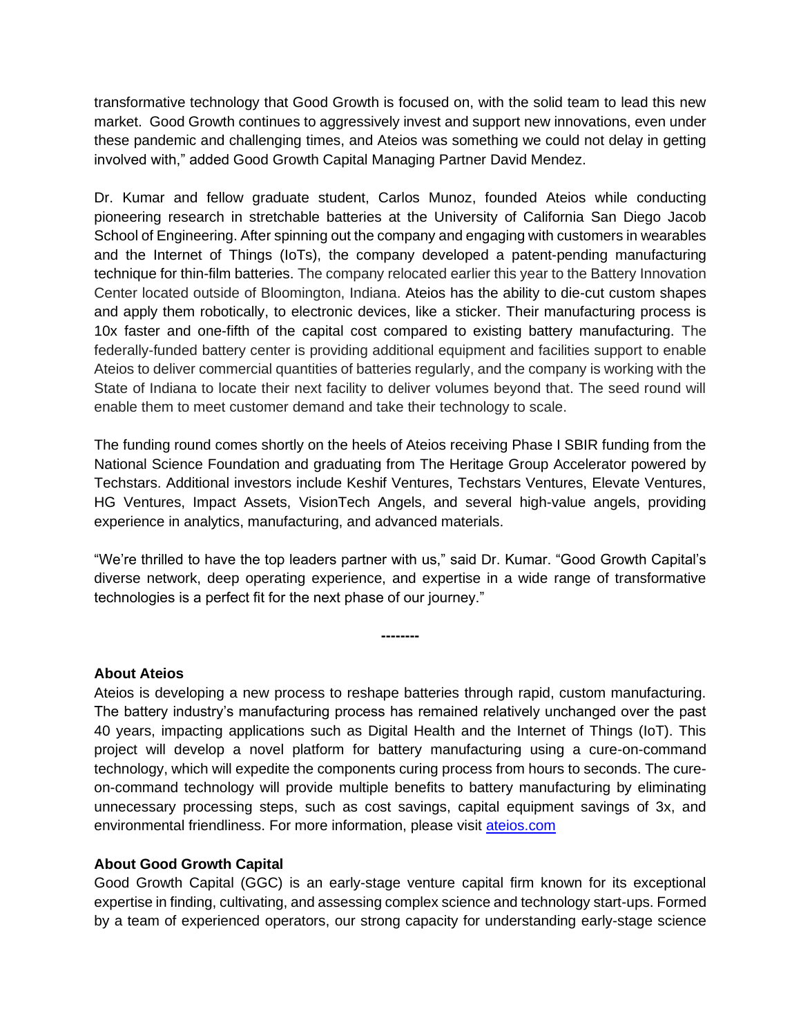transformative technology that Good Growth is focused on, with the solid team to lead this new market. Good Growth continues to aggressively invest and support new innovations, even under these pandemic and challenging times, and Ateios was something we could not delay in getting involved with," added Good Growth Capital Managing Partner David Mendez.

Dr. Kumar and fellow graduate student, Carlos Munoz, founded Ateios while conducting pioneering research in stretchable batteries at the University of California San Diego Jacob School of Engineering. After spinning out the company and engaging with customers in wearables and the Internet of Things (IoTs), the company developed a patent-pending manufacturing technique for thin-film batteries. The company relocated earlier this year to the Battery Innovation Center located outside of Bloomington, Indiana. Ateios has the ability to die-cut custom shapes and apply them robotically, to electronic devices, like a sticker. Their manufacturing process is 10x faster and one-fifth of the capital cost compared to existing battery manufacturing. The federally-funded battery center is providing additional equipment and facilities support to enable Ateios to deliver commercial quantities of batteries regularly, and the company is working with the State of Indiana to locate their next facility to deliver volumes beyond that. The seed round will enable them to meet customer demand and take their technology to scale.

The funding round comes shortly on the heels of Ateios receiving Phase I SBIR funding from the National Science Foundation and graduating from The Heritage Group Accelerator powered by Techstars. Additional investors include Keshif Ventures, Techstars Ventures, Elevate Ventures, HG Ventures, Impact Assets, VisionTech Angels, and several high-value angels, providing experience in analytics, manufacturing, and advanced materials.

"We're thrilled to have the top leaders partner with us," said Dr. Kumar. "Good Growth Capital's diverse network, deep operating experience, and expertise in a wide range of transformative technologies is a perfect fit for the next phase of our journey."

**--------**

**About Ateios**

Ateios is developing a new process to reshape batteries through rapid, custom manufacturing. The battery industry's manufacturing process has remained relatively unchanged over the past 40 years, impacting applications such as Digital Health and the Internet of Things (IoT). This project will develop a novel platform for battery manufacturing using a cure-on-command technology, which will expedite the components curing process from hours to seconds. The cure-on-command technology will provide multiple benefits to battery manufacturing by eliminating unnecessary processing steps, such as cost savings, capital equipment savings of 3x, and environmental friendliness. For more information, please visit [ateios.com](ateios.com)

**About Good Growth Capital**

Good Growth Capital (GGC) is an early-stage venture capital firm known for its exceptional expertise in finding, cultivating, and assessing complex science and technology start-ups. Formed by a team of experienced operators, our strong capacity for understanding early-stage science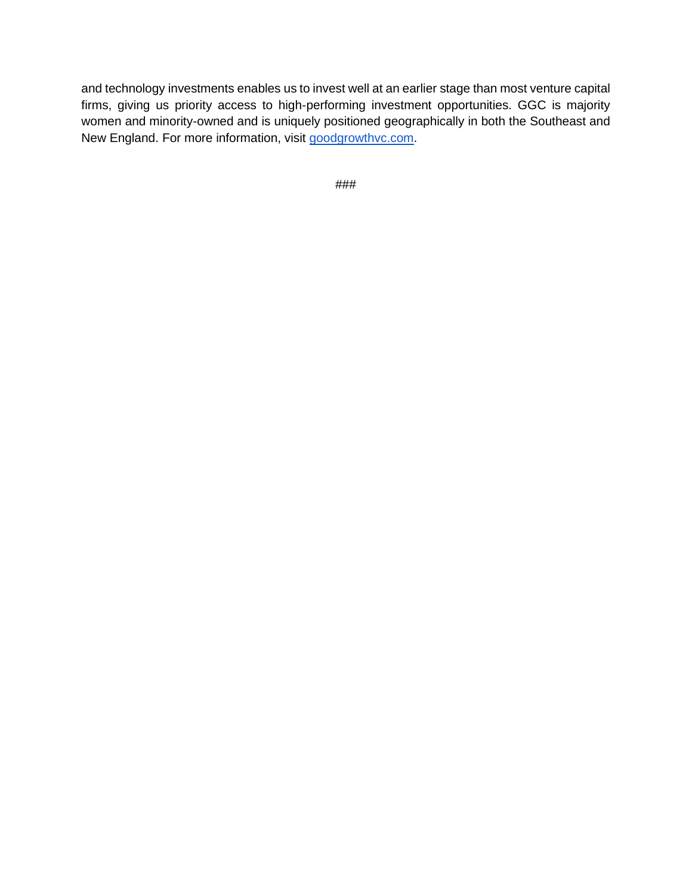and technology investments enables us to invest well at an earlier stage than most venture capital firms, giving us priority access to high-performing investment opportunities. GGC is majority women and minority-owned and is uniquely positioned geographically in both the Southeast and New England. For more information, visit [goodgrowthvc.com](goodgrowthvc.com).

###